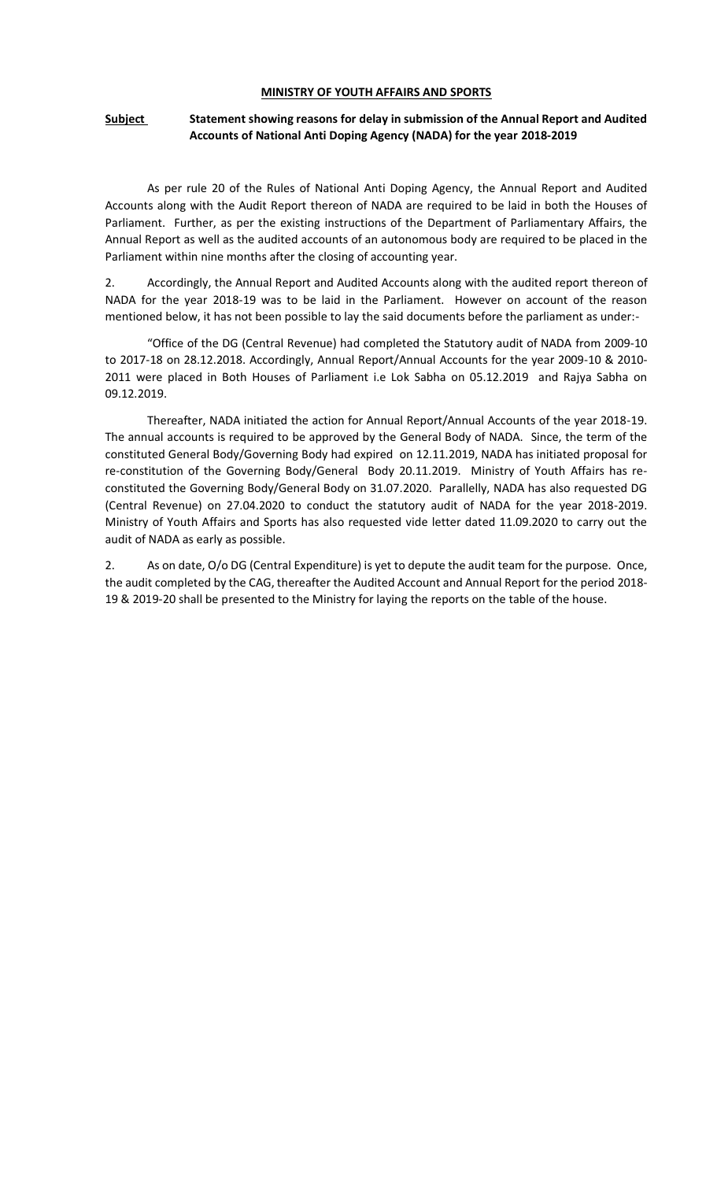**MINISTRY OF YOUTH AFFAIRS AND SPORTS**

**Subject** **Statement showing reasons for delay in submission of the Annual Report and Audited Accounts of National Anti Doping Agency (NADA) for the year 2018-2019**

As per rule 20 of the Rules of National Anti Doping Agency, the Annual Report and Audited Accounts along with the Audit Report thereon of NADA are required to be laid in both the Houses of Parliament. Further, as per the existing instructions of the Department of Parliamentary Affairs, the Annual Report as well as the audited accounts of an autonomous body are required to be placed in the Parliament within nine months after the closing of accounting year.

2. Accordingly, the Annual Report and Audited Accounts along with the audited report thereon of NADA for the year 2018-19 was to be laid in the Parliament. However on account of the reason mentioned below, it has not been possible to lay the said documents before the parliament as under:-

"Office of the DG (Central Revenue) had completed the Statutory audit of NADA from 2009-10 to 2017-18 on 28.12.2018. Accordingly, Annual Report/Annual Accounts for the year 2009-10 & 2010-2011 were placed in Both Houses of Parliament i.e Lok Sabha on 05.12.2019 and Rajya Sabha on 09.12.2019.

Thereafter, NADA initiated the action for Annual Report/Annual Accounts of the year 2018-19. The annual accounts is required to be approved by the General Body of NADA. Since, the term of the constituted General Body/Governing Body had expired on 12.11.2019, NADA has initiated proposal for re-constitution of the Governing Body/General Body 20.11.2019. Ministry of Youth Affairs has re-constituted the Governing Body/General Body on 31.07.2020. Parallelly, NADA has also requested DG (Central Revenue) on 27.04.2020 to conduct the statutory audit of NADA for the year 2018-2019. Ministry of Youth Affairs and Sports has also requested vide letter dated 11.09.2020 to carry out the audit of NADA as early as possible.

2. As on date, O/o DG (Central Expenditure) is yet to depute the audit team for the purpose. Once, the audit completed by the CAG, thereafter the Audited Account and Annual Report for the period 2018-19 & 2019-20 shall be presented to the Ministry for laying the reports on the table of the house.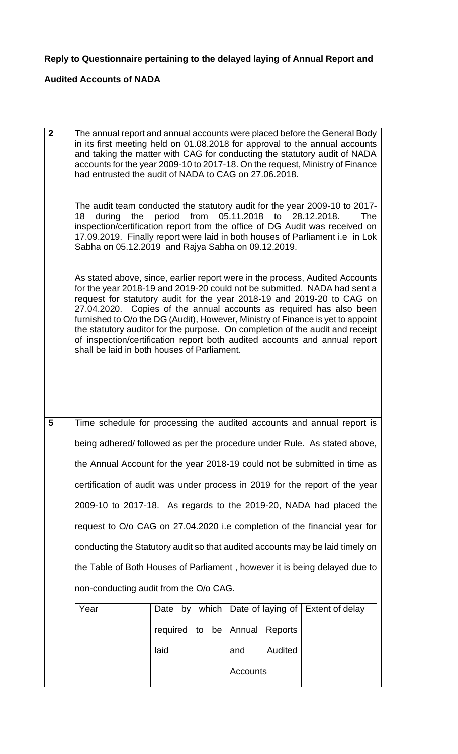**Reply to Questionnaire pertaining to the delayed laying of Annual Report and Audited Accounts of NADA**

| | |
|---|---|
| **2** | The annual report and annual accounts were placed before the General Body in its first meeting held on 01.08.2018 for approval to the annual accounts and taking the matter with CAG for conducting the statutory audit of NADA accounts for the year 2009-10 to 2017-18. On the request, Ministry of Finance had entrusted the audit of NADA to CAG on 27.06.2018.<br><br>The audit team conducted the statutory audit for the year 2009-10 to 2017-18 during the period from 05.11.2018 to 28.12.2018. The inspection/certification report from the office of DG Audit was received on 17.09.2019. Finally report were laid in both houses of Parliament i.e in Lok Sabha on 05.12.2019 and Rajya Sabha on 09.12.2019.<br><br>As stated above, since, earlier report were in the process, Audited Accounts for the year 2018-19 and 2019-20 could not be submitted. NADA had sent a request for statutory audit for the year 2018-19 and 2019-20 to CAG on 27.04.2020. Copies of the annual accounts as required has also been furnished to O/o the DG (Audit), However, Ministry of Finance is yet to appoint the statutory auditor for the purpose. On completion of the audit and receipt of inspection/certification report both audited accounts and annual report shall be laid in both houses of Parliament. |
| **5** | Time schedule for processing the audited accounts and annual report is being adhered/ followed as per the procedure under Rule. As stated above, the Annual Account for the year 2018-19 could not be submitted in time as certification of audit was under process in 2019 for the report of the year 2009-10 to 2017-18. As regards to the 2019-20, NADA had placed the request to O/o CAG on 27.04.2020 i.e completion of the financial year for conducting the Statutory audit so that audited accounts may be laid timely on the Table of Both Houses of Parliament , however it is being delayed due to non-conducting audit from the O/o CAG. |

| Year | Date by which required to be laid | Date of laying of Annual Reports and Audited Accounts | Extent of delay |
|---|---|---|---|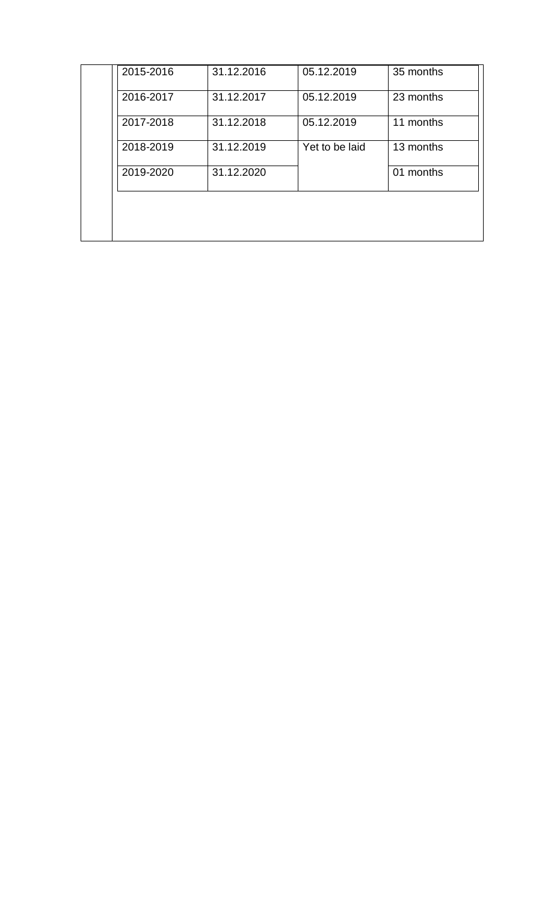| 2015-2016 | 31.12.2016 | 05.12.2019 | 35 months |
|---|---|---|---|
| 2016-2017 | 31.12.2017 | 05.12.2019 | 23 months |
| 2017-2018 | 31.12.2018 | 05.12.2019 | 11 months |
| 2018-2019 | 31.12.2019 | Yet to be laid | 13 months |
| 2019-2020 | 31.12.2020 | | 01 months |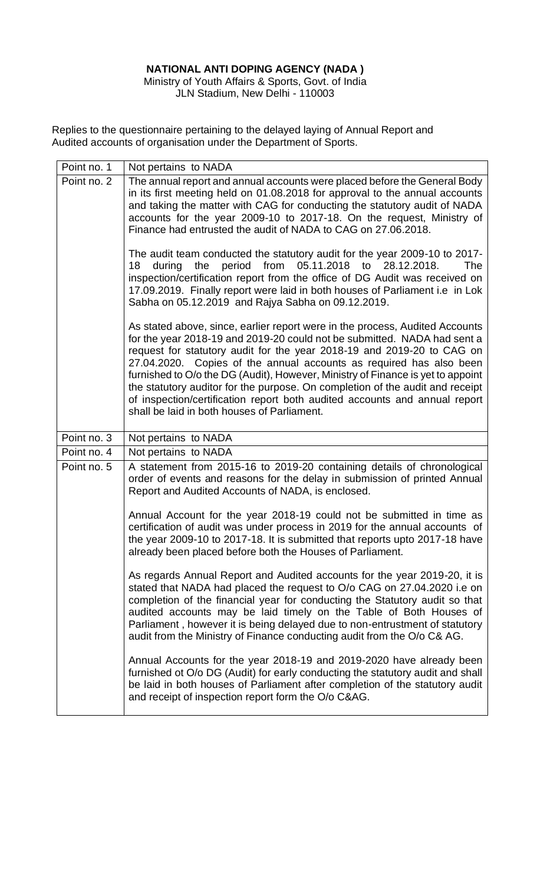**NATIONAL ANTI DOPING AGENCY (NADA )**

Ministry of Youth Affairs & Sports, Govt. of India
JLN Stadium, New Delhi - 110003

Replies to the questionnaire pertaining to the delayed laying of Annual Report and Audited accounts of organisation under the Department of Sports.

| | |
|---|---|
| Point no. 1 | Not pertains to NADA |
| Point no. 2 | The annual report and annual accounts were placed before the General Body in its first meeting held on 01.08.2018 for approval to the annual accounts and taking the matter with CAG for conducting the statutory audit of NADA accounts for the year 2009-10 to 2017-18. On the request, Ministry of Finance had entrusted the audit of NADA to CAG on 27.06.2018.<br><br>The audit team conducted the statutory audit for the year 2009-10 to 2017-18 during the period from 05.11.2018 to 28.12.2018. The inspection/certification report from the office of DG Audit was received on 17.09.2019. Finally report were laid in both houses of Parliament i.e in Lok Sabha on 05.12.2019 and Rajya Sabha on 09.12.2019.<br><br>As stated above, since, earlier report were in the process, Audited Accounts for the year 2018-19 and 2019-20 could not be submitted. NADA had sent a request for statutory audit for the year 2018-19 and 2019-20 to CAG on 27.04.2020. Copies of the annual accounts as required has also been furnished to O/o the DG (Audit), However, Ministry of Finance is yet to appoint the statutory auditor for the purpose. On completion of the audit and receipt of inspection/certification report both audited accounts and annual report shall be laid in both houses of Parliament. |
| Point no. 3 | Not pertains to NADA |
| Point no. 4 | Not pertains to NADA |
| Point no. 5 | A statement from 2015-16 to 2019-20 containing details of chronological order of events and reasons for the delay in submission of printed Annual Report and Audited Accounts of NADA, is enclosed.<br><br>Annual Account for the year 2018-19 could not be submitted in time as certification of audit was under process in 2019 for the annual accounts of the year 2009-10 to 2017-18. It is submitted that reports upto 2017-18 have already been placed before both the Houses of Parliament.<br><br>As regards Annual Report and Audited accounts for the year 2019-20, it is stated that NADA had placed the request to O/o CAG on 27.04.2020 i.e on completion of the financial year for conducting the Statutory audit so that audited accounts may be laid timely on the Table of Both Houses of Parliament , however it is being delayed due to non-entrustment of statutory audit from the Ministry of Finance conducting audit from the O/o C& AG.<br><br>Annual Accounts for the year 2018-19 and 2019-2020 have already been furnished ot O/o DG (Audit) for early conducting the statutory audit and shall be laid in both houses of Parliament after completion of the statutory audit and receipt of inspection report form the O/o C&AG. |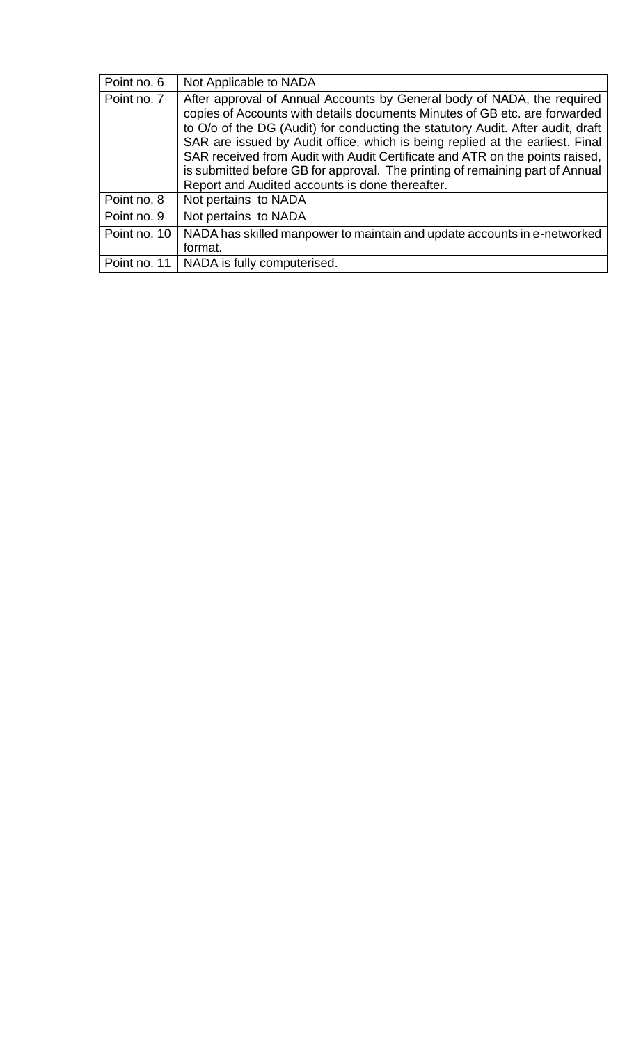| | |
|---|---|
| Point no. 6 | Not Applicable to NADA |
| Point no. 7 | After approval of Annual Accounts by General body of NADA, the required copies of Accounts with details documents Minutes of GB etc. are forwarded to O/o of the DG (Audit) for conducting the statutory Audit. After audit, draft SAR are issued by Audit office, which is being replied at the earliest. Final SAR received from Audit with Audit Certificate and ATR on the points raised, is submitted before GB for approval. The printing of remaining part of Annual Report and Audited accounts is done thereafter. |
| Point no. 8 | Not pertains to NADA |
| Point no. 9 | Not pertains to NADA |
| Point no. 10 | NADA has skilled manpower to maintain and update accounts in e-networked format. |
| Point no. 11 | NADA is fully computerised. |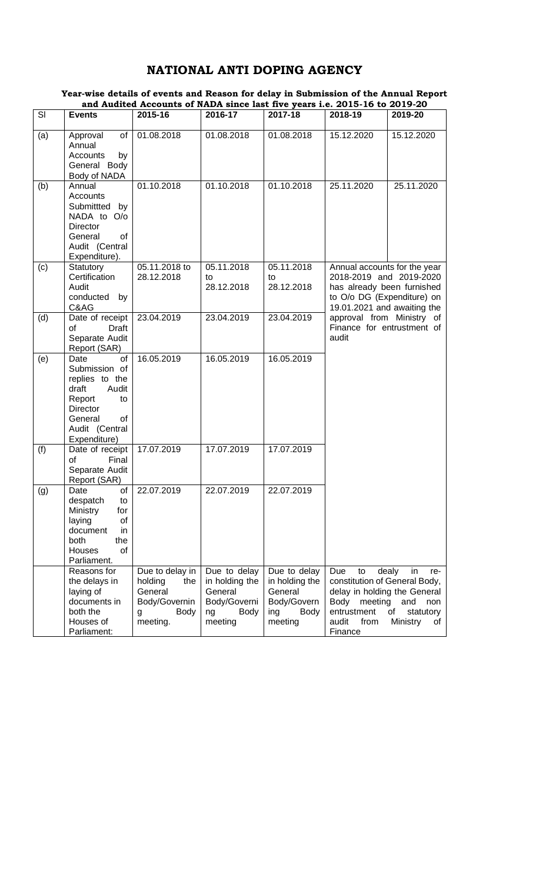# NATIONAL ANTI DOPING AGENCY

**Year-wise details of events and Reason for delay in Submission of the Annual Report and Audited Accounts of NADA since last five years i.e. 2015-16 to 2019-20**

| Sl | Events | 2015-16 | 2016-17 | 2017-18 | 2018-19 | 2019-20 |
|---|---|---|---|---|---|---|
| (a) | Approval of Annual Accounts by General Body Body of NADA | 01.08.2018 | 01.08.2018 | 01.08.2018 | 15.12.2020 | 15.12.2020 |
| (b) | Annual Accounts Submittted by NADA to O/o Director General of Audit (Central Expenditure). | 01.10.2018 | 01.10.2018 | 01.10.2018 | 25.11.2020 | 25.11.2020 |
| (c) | Statutory Certification Audit conducted by C&AG | 05.11.2018 to 28.12.2018 | 05.11.2018 to 28.12.2018 | 05.11.2018 to 28.12.2018 | Annual accounts for the year 2018-2019 and 2019-2020 has already been furnished to O/o DG (Expenditure) on 19.01.2021 and awaiting the approval from Ministry of Finance for entrustment of audit | |
| (d) | Date of receipt of Draft Separate Audit Report (SAR) | 23.04.2019 | 23.04.2019 | 23.04.2019 | | |
| (e) | Date of Submission of replies to the draft Audit Report to Director General of Audit (Central Expenditure) | 16.05.2019 | 16.05.2019 | 16.05.2019 | | |
| (f) | Date of receipt of Final Separate Audit Report (SAR) | 17.07.2019 | 17.07.2019 | 17.07.2019 | | |
| (g) | Date of despatch to Ministry for laying of document in both the Houses of Parliament. | 22.07.2019 | 22.07.2019 | 22.07.2019 | | |
| | Reasons for the delays in laying of documents in both the Houses of Parliament: | Due to delay in holding the General Body/Governing Body meeting. | Due to delay in holding the General Body/Governing Body meeting | Due to delay in holding the General Body/Governing Body meeting | Due to dealy in re-constitution of General Body, delay in holding the General Body meeting and non entrustment of statutory audit from Ministry of Finance | |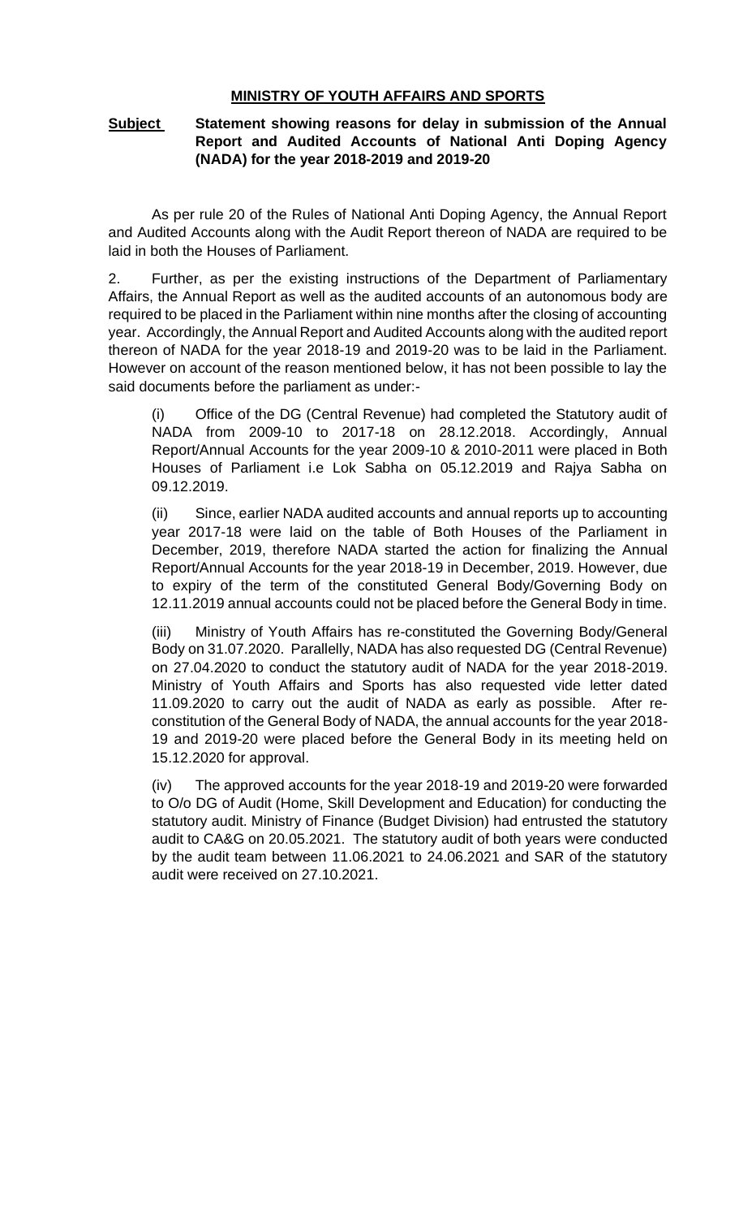**MINISTRY OF YOUTH AFFAIRS AND SPORTS**

**Subject Statement showing reasons for delay in submission of the Annual Report and Audited Accounts of National Anti Doping Agency (NADA) for the year 2018-2019 and 2019-20**

As per rule 20 of the Rules of National Anti Doping Agency, the Annual Report and Audited Accounts along with the Audit Report thereon of NADA are required to be laid in both the Houses of Parliament.

2. Further, as per the existing instructions of the Department of Parliamentary Affairs, the Annual Report as well as the audited accounts of an autonomous body are required to be placed in the Parliament within nine months after the closing of accounting year. Accordingly, the Annual Report and Audited Accounts along with the audited report thereon of NADA for the year 2018-19 and 2019-20 was to be laid in the Parliament. However on account of the reason mentioned below, it has not been possible to lay the said documents before the parliament as under:-

(i) Office of the DG (Central Revenue) had completed the Statutory audit of NADA from 2009-10 to 2017-18 on 28.12.2018. Accordingly, Annual Report/Annual Accounts for the year 2009-10 & 2010-2011 were placed in Both Houses of Parliament i.e Lok Sabha on 05.12.2019 and Rajya Sabha on 09.12.2019.

(ii) Since, earlier NADA audited accounts and annual reports up to accounting year 2017-18 were laid on the table of Both Houses of the Parliament in December, 2019, therefore NADA started the action for finalizing the Annual Report/Annual Accounts for the year 2018-19 in December, 2019. However, due to expiry of the term of the constituted General Body/Governing Body on 12.11.2019 annual accounts could not be placed before the General Body in time.

(iii) Ministry of Youth Affairs has re-constituted the Governing Body/General Body on 31.07.2020. Parallelly, NADA has also requested DG (Central Revenue) on 27.04.2020 to conduct the statutory audit of NADA for the year 2018-2019. Ministry of Youth Affairs and Sports has also requested vide letter dated 11.09.2020 to carry out the audit of NADA as early as possible. After re-constitution of the General Body of NADA, the annual accounts for the year 2018-19 and 2019-20 were placed before the General Body in its meeting held on 15.12.2020 for approval.

(iv) The approved accounts for the year 2018-19 and 2019-20 were forwarded to O/o DG of Audit (Home, Skill Development and Education) for conducting the statutory audit. Ministry of Finance (Budget Division) had entrusted the statutory audit to CA&G on 20.05.2021. The statutory audit of both years were conducted by the audit team between 11.06.2021 to 24.06.2021 and SAR of the statutory audit were received on 27.10.2021.